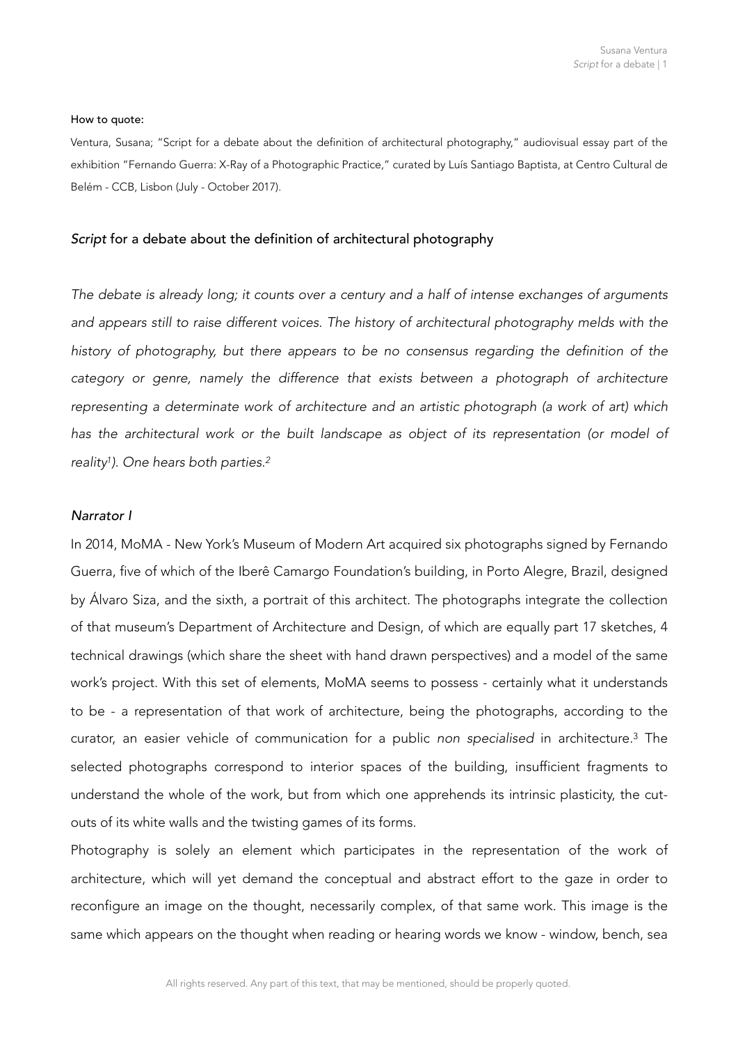How to quote:

Ventura, Susana; "Script for a debate about the definition of architectural photography," audiovisual essay part of the exhibition "Fernando Guerra: X-Ray of a Photographic Practice," curated by Luís Santiago Baptista, at Centro Cultural de Belém - CCB, Lisbon (July - October 2017).

## *Script* for a debate about the definition of architectural photography

*The debate is already long; it counts over a century and a half of intense exchanges of arguments and appears still to raise different voices. The history of architectural photography melds with the history of photography, but there appears to be no consensus regarding the definition of the category or genre, namely the difference that exists between a photograph of architecture representing a determinate work of architecture and an artistic photograph (a work of art) which has the architectural work or the built landscape as object of its representation (or model of reality*[1]*). One hears both parties.*[2]

### *Narrator I*

In 2014, MoMA - New York's Museum of Modern Art acquired six photographs signed by Fernando Guerra, five of which of the Iberê Camargo Foundation's building, in Porto Alegre, Brazil, designed by Álvaro Siza, and the sixth, a portrait of this architect. The photographs integrate the collection of that museum's Department of Architecture and Design, of which are equally part 17 sketches, 4 technical drawings (which share the sheet with hand drawn perspectives) and a model of the same work's project. With this set of elements, MoMA seems to possess - certainly what it understands to be - a representation of that work of architecture, being the photographs, according to the curator, an easier vehicle of communication for a public *non specialised* in architecture.[3] The selected photographs correspond to interior spaces of the building, insufficient fragments to understand the whole of the work, but from which one apprehends its intrinsic plasticity, the cut-outs of its white walls and the twisting games of its forms.

Photography is solely an element which participates in the representation of the work of architecture, which will yet demand the conceptual and abstract effort to the gaze in order to reconfigure an image on the thought, necessarily complex, of that same work. This image is the same which appears on the thought when reading or hearing words we know - window, bench, sea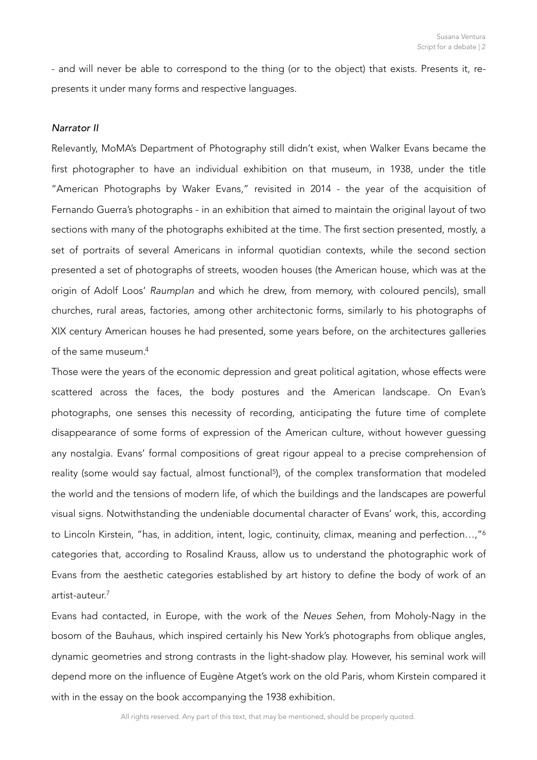- and will never be able to correspond to the thing (or to the object) that exists. Presents it, re-presents it under many forms and respective languages.

*Narrator II*

Relevantly, MoMA's Department of Photography still didn't exist, when Walker Evans became the first photographer to have an individual exhibition on that museum, in 1938, under the title "American Photographs by Waker Evans," revisited in 2014 - the year of the acquisition of Fernando Guerra's photographs - in an exhibition that aimed to maintain the original layout of two sections with many of the photographs exhibited at the time. The first section presented, mostly, a set of portraits of several Americans in informal quotidian contexts, while the second section presented a set of photographs of streets, wooden houses (the American house, which was at the origin of Adolf Loos' *Raumplan* and which he drew, from memory, with coloured pencils), small churches, rural areas, factories, among other architectonic forms, similarly to his photographs of XIX century American houses he had presented, some years before, on the architectures galleries of the same museum.[4]

Those were the years of the economic depression and great political agitation, whose effects were scattered across the faces, the body postures and the American landscape. On Evan's photographs, one senses this necessity of recording, anticipating the future time of complete disappearance of some forms of expression of the American culture, without however guessing any nostalgia. Evans' formal compositions of great rigour appeal to a precise comprehension of reality (some would say factual, almost functional[5]), of the complex transformation that modeled the world and the tensions of modern life, of which the buildings and the landscapes are powerful visual signs. Notwithstanding the undeniable documental character of Evans' work, this, according to Lincoln Kirstein, "has, in addition, intent, logic, continuity, climax, meaning and perfection…,"[6] categories that, according to Rosalind Krauss, allow us to understand the photographic work of Evans from the aesthetic categories established by art history to define the body of work of an artist-auteur.[7]

Evans had contacted, in Europe, with the work of the *Neues Sehen*, from Moholy-Nagy in the bosom of the Bauhaus, which inspired certainly his New York's photographs from oblique angles, dynamic geometries and strong contrasts in the light-shadow play. However, his seminal work will depend more on the influence of Eugène Atget's work on the old Paris, whom Kirstein compared it with in the essay on the book accompanying the 1938 exhibition.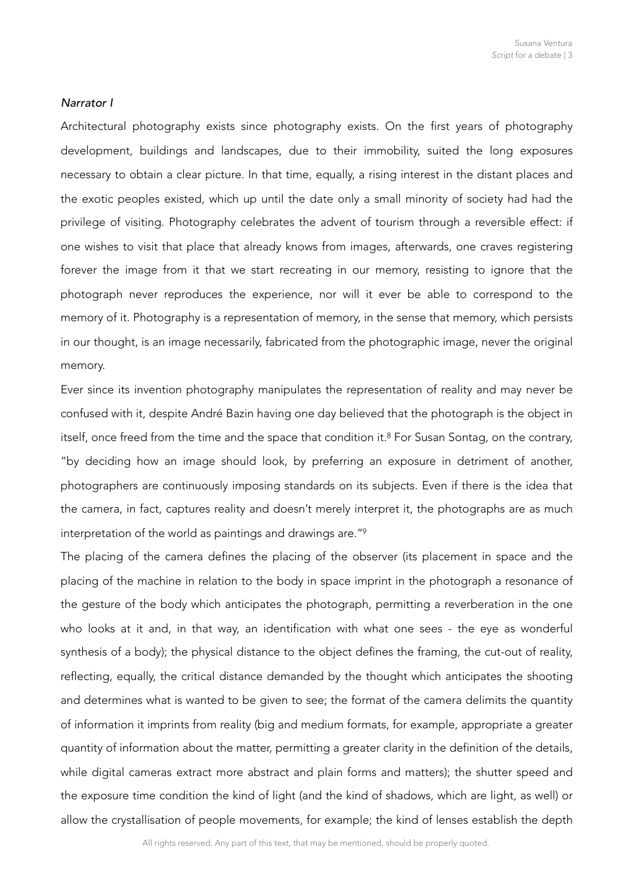*Narrator I*

Architectural photography exists since photography exists. On the first years of photography development, buildings and landscapes, due to their immobility, suited the long exposures necessary to obtain a clear picture. In that time, equally, a rising interest in the distant places and the exotic peoples existed, which up until the date only a small minority of society had had the privilege of visiting. Photography celebrates the advent of tourism through a reversible effect: if one wishes to visit that place that already knows from images, afterwards, one craves registering forever the image from it that we start recreating in our memory, resisting to ignore that the photograph never reproduces the experience, nor will it ever be able to correspond to the memory of it. Photography is a representation of memory, in the sense that memory, which persists in our thought, is an image necessarily, fabricated from the photographic image, never the original memory.

Ever since its invention photography manipulates the representation of reality and may never be confused with it, despite André Bazin having one day believed that the photograph is the object in itself, once freed from the time and the space that condition it.[8] For Susan Sontag, on the contrary, "by deciding how an image should look, by preferring an exposure in detriment of another, photographers are continuously imposing standards on its subjects. Even if there is the idea that the camera, in fact, captures reality and doesn't merely interpret it, the photographs are as much interpretation of the world as paintings and drawings are."[9]

The placing of the camera defines the placing of the observer (its placement in space and the placing of the machine in relation to the body in space imprint in the photograph a resonance of the gesture of the body which anticipates the photograph, permitting a reverberation in the one who looks at it and, in that way, an identification with what one sees - the eye as wonderful synthesis of a body); the physical distance to the object defines the framing, the cut-out of reality, reflecting, equally, the critical distance demanded by the thought which anticipates the shooting and determines what is wanted to be given to see; the format of the camera delimits the quantity of information it imprints from reality (big and medium formats, for example, appropriate a greater quantity of information about the matter, permitting a greater clarity in the definition of the details, while digital cameras extract more abstract and plain forms and matters); the shutter speed and the exposure time condition the kind of light (and the kind of shadows, which are light, as well) or allow the crystallisation of people movements, for example; the kind of lenses establish the depth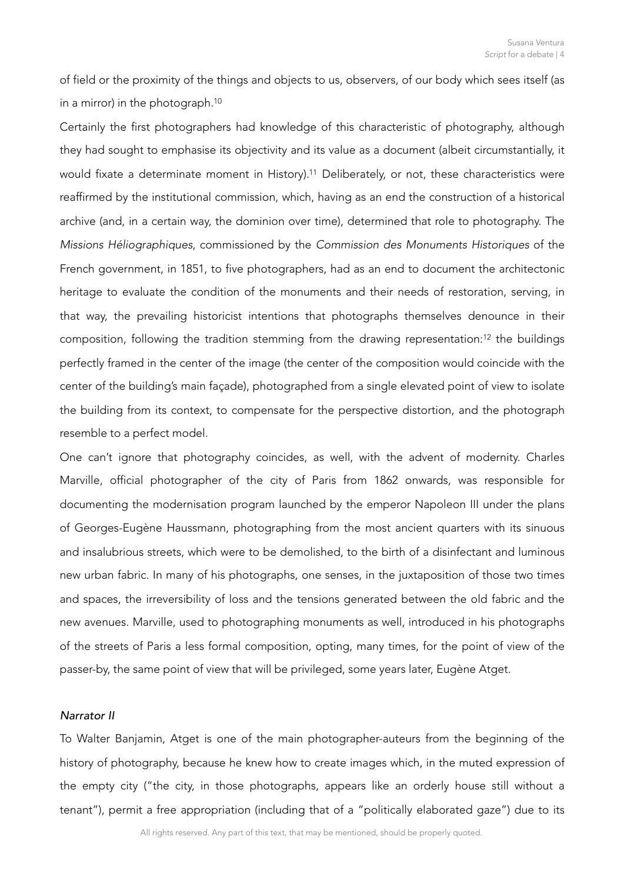of field or the proximity of the things and objects to us, observers, of our body which sees itself (as in a mirror) in the photograph.[10]

Certainly the first photographers had knowledge of this characteristic of photography, although they had sought to emphasise its objectivity and its value as a document (albeit circumstantially, it would fixate a determinate moment in History).[11] Deliberately, or not, these characteristics were reaffirmed by the institutional commission, which, having as an end the construction of a historical archive (and, in a certain way, the dominion over time), determined that role to photography. The *Missions Héliographiques*, commissioned by the *Commission des Monuments Historiques* of the French government, in 1851, to five photographers, had as an end to document the architectonic heritage to evaluate the condition of the monuments and their needs of restoration, serving, in that way, the prevailing historicist intentions that photographs themselves denounce in their composition, following the tradition stemming from the drawing representation:[12] the buildings perfectly framed in the center of the image (the center of the composition would coincide with the center of the building's main façade), photographed from a single elevated point of view to isolate the building from its context, to compensate for the perspective distortion, and the photograph resemble to a perfect model.

One can't ignore that photography coincides, as well, with the advent of modernity. Charles Marville, official photographer of the city of Paris from 1862 onwards, was responsible for documenting the modernisation program launched by the emperor Napoleon III under the plans of Georges-Eugène Haussmann, photographing from the most ancient quarters with its sinuous and insalubrious streets, which were to be demolished, to the birth of a disinfectant and luminous new urban fabric. In many of his photographs, one senses, in the juxtaposition of those two times and spaces, the irreversibility of loss and the tensions generated between the old fabric and the new avenues. Marville, used to photographing monuments as well, introduced in his photographs of the streets of Paris a less formal composition, opting, many times, for the point of view of the passer-by, the same point of view that will be privileged, some years later, Eugène Atget.

*Narrator II*

To Walter Banjamin, Atget is one of the main photographer-auteurs from the beginning of the history of photography, because he knew how to create images which, in the muted expression of the empty city ("the city, in those photographs, appears like an orderly house still without a tenant"), permit a free appropriation (including that of a "politically elaborated gaze") due to its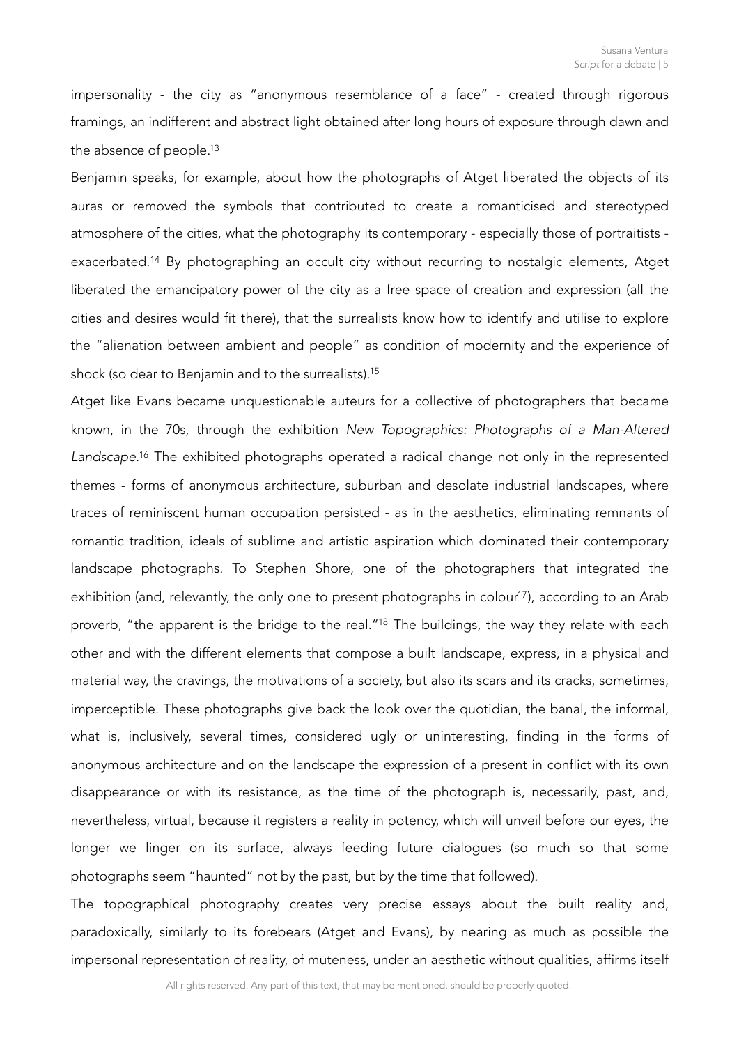impersonality - the city as "anonymous resemblance of a face" - created through rigorous framings, an indifferent and abstract light obtained after long hours of exposure through dawn and the absence of people.[13]

Benjamin speaks, for example, about how the photographs of Atget liberated the objects of its auras or removed the symbols that contributed to create a romanticised and stereotyped atmosphere of the cities, what the photography its contemporary - especially those of portraitists - exacerbated.[14] By photographing an occult city without recurring to nostalgic elements, Atget liberated the emancipatory power of the city as a free space of creation and expression (all the cities and desires would fit there), that the surrealists know how to identify and utilise to explore the "alienation between ambient and people" as condition of modernity and the experience of shock (so dear to Benjamin and to the surrealists).[15]

Atget like Evans became unquestionable auteurs for a collective of photographers that became known, in the 70s, through the exhibition *New Topographics: Photographs of a Man-Altered Landscape*.[16] The exhibited photographs operated a radical change not only in the represented themes - forms of anonymous architecture, suburban and desolate industrial landscapes, where traces of reminiscent human occupation persisted - as in the aesthetics, eliminating remnants of romantic tradition, ideals of sublime and artistic aspiration which dominated their contemporary landscape photographs. To Stephen Shore, one of the photographers that integrated the exhibition (and, relevantly, the only one to present photographs in colour[17]), according to an Arab proverb, "the apparent is the bridge to the real."[18] The buildings, the way they relate with each other and with the different elements that compose a built landscape, express, in a physical and material way, the cravings, the motivations of a society, but also its scars and its cracks, sometimes, imperceptible. These photographs give back the look over the quotidian, the banal, the informal, what is, inclusively, several times, considered ugly or uninteresting, finding in the forms of anonymous architecture and on the landscape the expression of a present in conflict with its own disappearance or with its resistance, as the time of the photograph is, necessarily, past, and, nevertheless, virtual, because it registers a reality in potency, which will unveil before our eyes, the longer we linger on its surface, always feeding future dialogues (so much so that some photographs seem "haunted" not by the past, but by the time that followed).

The topographical photography creates very precise essays about the built reality and, paradoxically, similarly to its forebears (Atget and Evans), by nearing as much as possible the impersonal representation of reality, of muteness, under an aesthetic without qualities, affirms itself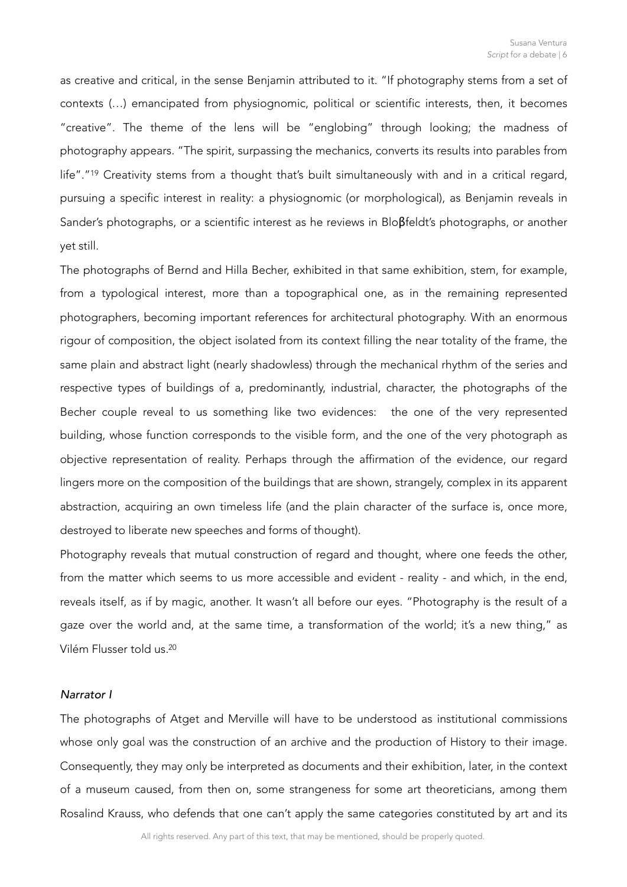as creative and critical, in the sense Benjamin attributed to it. "If photography stems from a set of contexts (…) emancipated from physiognomic, political or scientific interests, then, it becomes "creative". The theme of the lens will be "englobing" through looking; the madness of photography appears. "The spirit, surpassing the mechanics, converts its results into parables from life"."[19] Creativity stems from a thought that's built simultaneously with and in a critical regard, pursuing a specific interest in reality: a physiognomic (or morphological), as Benjamin reveals in Sander's photographs, or a scientific interest as he reviews in Bloβfeldt's photographs, or another yet still.

The photographs of Bernd and Hilla Becher, exhibited in that same exhibition, stem, for example, from a typological interest, more than a topographical one, as in the remaining represented photographers, becoming important references for architectural photography. With an enormous rigour of composition, the object isolated from its context filling the near totality of the frame, the same plain and abstract light (nearly shadowless) through the mechanical rhythm of the series and respective types of buildings of a, predominantly, industrial, character, the photographs of the Becher couple reveal to us something like two evidences: the one of the very represented building, whose function corresponds to the visible form, and the one of the very photograph as objective representation of reality. Perhaps through the affirmation of the evidence, our regard lingers more on the composition of the buildings that are shown, strangely, complex in its apparent abstraction, acquiring an own timeless life (and the plain character of the surface is, once more, destroyed to liberate new speeches and forms of thought).

Photography reveals that mutual construction of regard and thought, where one feeds the other, from the matter which seems to us more accessible and evident - reality - and which, in the end, reveals itself, as if by magic, another. It wasn't all before our eyes. "Photography is the result of a gaze over the world and, at the same time, a transformation of the world; it's a new thing," as Vilém Flusser told us.[20]

*Narrator I*

The photographs of Atget and Merville will have to be understood as institutional commissions whose only goal was the construction of an archive and the production of History to their image. Consequently, they may only be interpreted as documents and their exhibition, later, in the context of a museum caused, from then on, some strangeness for some art theoreticians, among them Rosalind Krauss, who defends that one can't apply the same categories constituted by art and its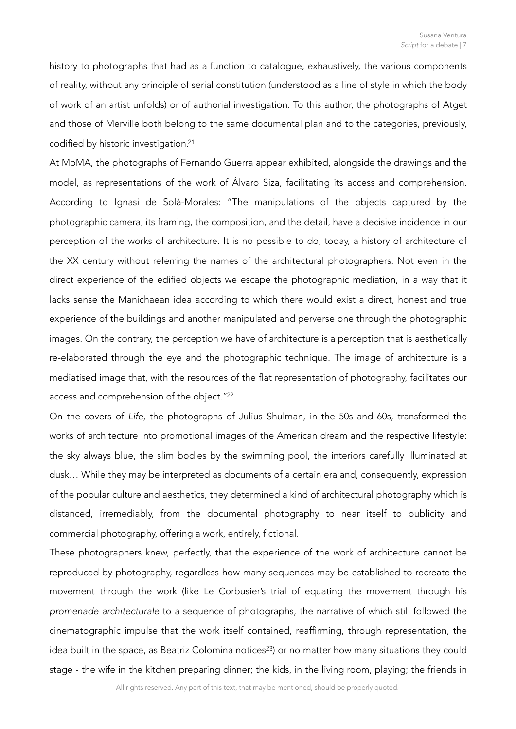history to photographs that had as a function to catalogue, exhaustively, the various components of reality, without any principle of serial constitution (understood as a line of style in which the body of work of an artist unfolds) or of authorial investigation. To this author, the photographs of Atget and those of Merville both belong to the same documental plan and to the categories, previously, codified by historic investigation.[21]

At MoMA, the photographs of Fernando Guerra appear exhibited, alongside the drawings and the model, as representations of the work of Álvaro Siza, facilitating its access and comprehension. According to Ignasi de Solà-Morales: "The manipulations of the objects captured by the photographic camera, its framing, the composition, and the detail, have a decisive incidence in our perception of the works of architecture. It is no possible to do, today, a history of architecture of the XX century without referring the names of the architectural photographers. Not even in the direct experience of the edified objects we escape the photographic mediation, in a way that it lacks sense the Manichaean idea according to which there would exist a direct, honest and true experience of the buildings and another manipulated and perverse one through the photographic images. On the contrary, the perception we have of architecture is a perception that is aesthetically re-elaborated through the eye and the photographic technique. The image of architecture is a mediatised image that, with the resources of the flat representation of photography, facilitates our access and comprehension of the object."[22]

On the covers of *Life*, the photographs of Julius Shulman, in the 50s and 60s, transformed the works of architecture into promotional images of the American dream and the respective lifestyle: the sky always blue, the slim bodies by the swimming pool, the interiors carefully illuminated at dusk… While they may be interpreted as documents of a certain era and, consequently, expression of the popular culture and aesthetics, they determined a kind of architectural photography which is distanced, irremediably, from the documental photography to near itself to publicity and commercial photography, offering a work, entirely, fictional.

These photographers knew, perfectly, that the experience of the work of architecture cannot be reproduced by photography, regardless how many sequences may be established to recreate the movement through the work (like Le Corbusier's trial of equating the movement through his *promenade architecturale* to a sequence of photographs, the narrative of which still followed the cinematographic impulse that the work itself contained, reaffirming, through representation, the idea built in the space, as Beatriz Colomina notices[23]) or no matter how many situations they could stage - the wife in the kitchen preparing dinner; the kids, in the living room, playing; the friends in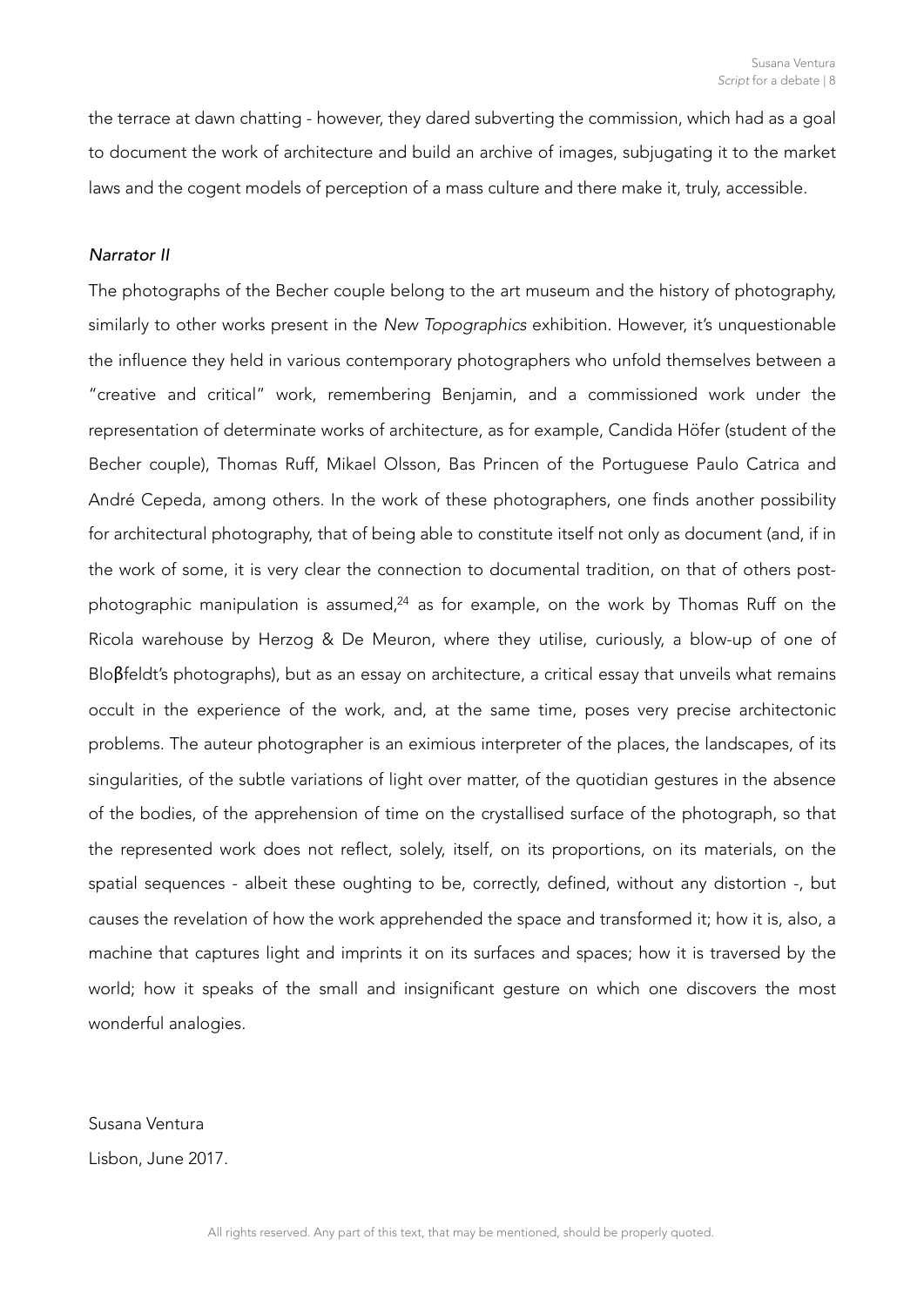the terrace at dawn chatting - however, they dared subverting the commission, which had as a goal to document the work of architecture and build an archive of images, subjugating it to the market laws and the cogent models of perception of a mass culture and there make it, truly, accessible.

*Narrator II*

The photographs of the Becher couple belong to the art museum and the history of photography, similarly to other works present in the *New Topographics* exhibition. However, it's unquestionable the influence they held in various contemporary photographers who unfold themselves between a "creative and critical" work, remembering Benjamin, and a commissioned work under the representation of determinate works of architecture, as for example, Candida Höfer (student of the Becher couple), Thomas Ruff, Mikael Olsson, Bas Princen of the Portuguese Paulo Catrica and André Cepeda, among others. In the work of these photographers, one finds another possibility for architectural photography, that of being able to constitute itself not only as document (and, if in the work of some, it is very clear the connection to documental tradition, on that of others post-photographic manipulation is assumed,[24] as for example, on the work by Thomas Ruff on the Ricola warehouse by Herzog & De Meuron, where they utilise, curiously, a blow-up of one of Bloβfeldt's photographs), but as an essay on architecture, a critical essay that unveils what remains occult in the experience of the work, and, at the same time, poses very precise architectonic problems. The auteur photographer is an eximious interpreter of the places, the landscapes, of its singularities, of the subtle variations of light over matter, of the quotidian gestures in the absence of the bodies, of the apprehension of time on the crystallised surface of the photograph, so that the represented work does not reflect, solely, itself, on its proportions, on its materials, on the spatial sequences - albeit these oughting to be, correctly, defined, without any distortion -, but causes the revelation of how the work apprehended the space and transformed it; how it is, also, a machine that captures light and imprints it on its surfaces and spaces; how it is traversed by the world; how it speaks of the small and insignificant gesture on which one discovers the most wonderful analogies.

Susana Ventura

Lisbon, June 2017.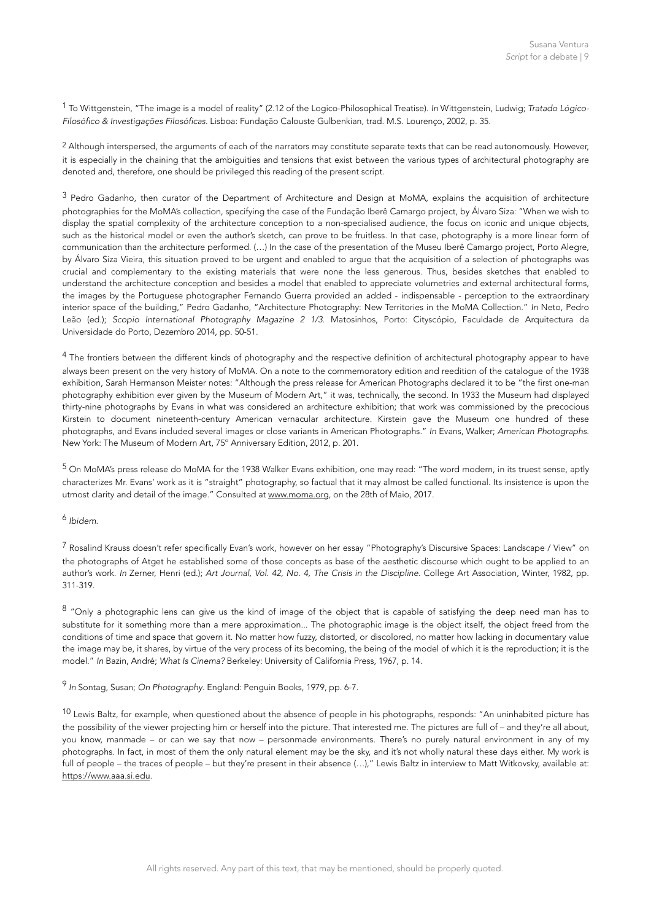[1] To Wittgenstein, "The image is a model of reality" (2.12 of the Logico-Philosophical Treatise). *In* Wittgenstein, Ludwig; *Tratado Lógico-Filosófico & Investigações Filosóficas*. Lisboa: Fundação Calouste Gulbenkian, trad. M.S. Lourenço, 2002, p. 35.

[2] Although interspersed, the arguments of each of the narrators may constitute separate texts that can be read autonomously. However, it is especially in the chaining that the ambiguities and tensions that exist between the various types of architectural photography are denoted and, therefore, one should be privileged this reading of the present script.

[3] Pedro Gadanho, then curator of the Department of Architecture and Design at MoMA, explains the acquisition of architecture photographies for the MoMA's collection, specifying the case of the Fundação Iberê Camargo project, by Álvaro Siza: "When we wish to display the spatial complexity of the architecture conception to a non-specialised audience, the focus on iconic and unique objects, such as the historical model or even the author's sketch, can prove to be fruitless. In that case, photography is a more linear form of communication than the architecture performed. (…) In the case of the presentation of the Museu Iberê Camargo project, Porto Alegre, by Álvaro Siza Vieira, this situation proved to be urgent and enabled to argue that the acquisition of a selection of photographs was crucial and complementary to the existing materials that were none the less generous. Thus, besides sketches that enabled to understand the architecture conception and besides a model that enabled to appreciate volumetries and external architectural forms, the images by the Portuguese photographer Fernando Guerra provided an added - indispensable - perception to the extraordinary interior space of the building," Pedro Gadanho, "Architecture Photography: New Territories in the MoMA Collection." *In* Neto, Pedro Leão (ed.); *Scopio International Photography Magazine 2 1/3*. Matosinhos, Porto: Cityscópio, Faculdade de Arquitectura da Universidade do Porto, Dezembro 2014, pp. 50-51.

[4] The frontiers between the different kinds of photography and the respective definition of architectural photography appear to have always been present on the very history of MoMA. On a note to the commemoratory edition and reedition of the catalogue of the 1938 exhibition, Sarah Hermanson Meister notes: "Although the press release for American Photographs declared it to be "the first one-man photography exhibition ever given by the Museum of Modern Art," it was, technically, the second. In 1933 the Museum had displayed thirty-nine photographs by Evans in what was considered an architecture exhibition; that work was commissioned by the precocious Kirstein to document nineteenth-century American vernacular architecture. Kirstein gave the Museum one hundred of these photographs, and Evans included several images or close variants in American Photographs." *In* Evans, Walker; *American Photographs*. New York: The Museum of Modern Art, 75º Anniversary Edition, 2012, p. 201.

[5] On MoMA's press release do MoMA for the 1938 Walker Evans exhibition, one may read: "The word modern, in its truest sense, aptly characterizes Mr. Evans' work as it is "straight" photography, so factual that it may almost be called functional. Its insistence is upon the utmost clarity and detail of the image." Consulted at www.moma.org, on the 28th of Maio, 2017.

[6] *Ibidem*.

[7] Rosalind Krauss doesn't refer specifically Evan's work, however on her essay "Photography's Discursive Spaces: Landscape / View" on the photographs of Atget he established some of those concepts as base of the aesthetic discourse which ought to be applied to an author's work. *In* Zerner, Henri (ed.); *Art Journal, Vol. 42, No. 4, The Crisis in the Discipline*. College Art Association, Winter, 1982, pp. 311-319.

[8] "Only a photographic lens can give us the kind of image of the object that is capable of satisfying the deep need man has to substitute for it something more than a mere approximation... The photographic image is the object itself, the object freed from the conditions of time and space that govern it. No matter how fuzzy, distorted, or discolored, no matter how lacking in documentary value the image may be, it shares, by virtue of the very process of its becoming, the being of the model of which it is the reproduction; it is the model." *In* Bazin, André; *What Is Cinema?* Berkeley: University of California Press, 1967, p. 14.

[9] *In* Sontag, Susan; *On Photography*. England: Penguin Books, 1979, pp. 6-7.

[10] Lewis Baltz, for example, when questioned about the absence of people in his photographs, responds: "An uninhabited picture has the possibility of the viewer projecting him or herself into the picture. That interested me. The pictures are full of – and they're all about, you know, manmade – or can we say that now – personmade environments. There's no purely natural environment in any of my photographs. In fact, in most of them the only natural element may be the sky, and it's not wholly natural these days either. My work is full of people – the traces of people – but they're present in their absence (…)," Lewis Baltz in interview to Matt Witkovsky, available at: https://www.aaa.si.edu.

All rights reserved. Any part of this text, that may be mentioned, should be properly quoted.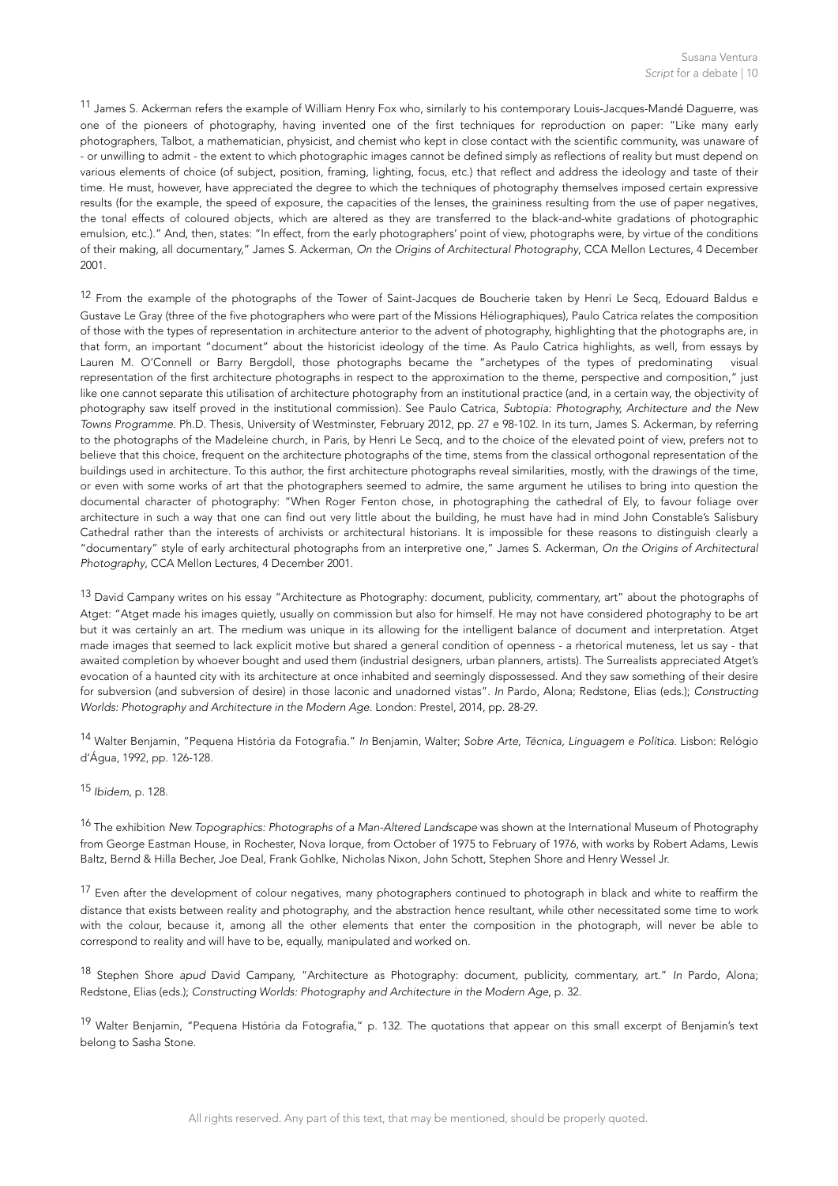[11] James S. Ackerman refers the example of William Henry Fox who, similarly to his contemporary Louis-Jacques-Mandé Daguerre, was one of the pioneers of photography, having invented one of the first techniques for reproduction on paper: "Like many early photographers, Talbot, a mathematician, physicist, and chemist who kept in close contact with the scientific community, was unaware of - or unwilling to admit - the extent to which photographic images cannot be defined simply as reflections of reality but must depend on various elements of choice (of subject, position, framing, lighting, focus, etc.) that reflect and address the ideology and taste of their time. He must, however, have appreciated the degree to which the techniques of photography themselves imposed certain expressive results (for the example, the speed of exposure, the capacities of the lenses, the graininess resulting from the use of paper negatives, the tonal effects of coloured objects, which are altered as they are transferred to the black-and-white gradations of photographic emulsion, etc.)." And, then, states: "In effect, from the early photographers' point of view, photographs were, by virtue of the conditions of their making, all documentary," James S. Ackerman, *On the Origins of Architectural Photography*, CCA Mellon Lectures, 4 December 2001.

[12] From the example of the photographs of the Tower of Saint-Jacques de Boucherie taken by Henri Le Secq, Edouard Baldus e Gustave Le Gray (three of the five photographers who were part of the Missions Héliographiques), Paulo Catrica relates the composition of those with the types of representation in architecture anterior to the advent of photography, highlighting that the photographs are, in that form, an important "document" about the historicist ideology of the time. As Paulo Catrica highlights, as well, from essays by Lauren M. O'Connell or Barry Bergdoll, those photographs became the "archetypes of the types of predominating visual representation of the first architecture photographs in respect to the approximation to the theme, perspective and composition," just like one cannot separate this utilisation of architecture photography from an institutional practice (and, in a certain way, the objectivity of photography saw itself proved in the institutional commission). See Paulo Catrica, *Subtopia: Photography, Architecture and the New Towns Programme*. Ph.D. Thesis, University of Westminster, February 2012, pp. 27 e 98-102. In its turn, James S. Ackerman, by referring to the photographs of the Madeleine church, in Paris, by Henri Le Secq, and to the choice of the elevated point of view, prefers not to believe that this choice, frequent on the architecture photographs of the time, stems from the classical orthogonal representation of the buildings used in architecture. To this author, the first architecture photographs reveal similarities, mostly, with the drawings of the time, or even with some works of art that the photographers seemed to admire, the same argument he utilises to bring into question the documental character of photography: "When Roger Fenton chose, in photographing the cathedral of Ely, to favour foliage over architecture in such a way that one can find out very little about the building, he must have had in mind John Constable's Salisbury Cathedral rather than the interests of archivists or architectural historians. It is impossible for these reasons to distinguish clearly a "documentary" style of early architectural photographs from an interpretive one," James S. Ackerman, *On the Origins of Architectural Photography*, CCA Mellon Lectures, 4 December 2001.

[13] David Campany writes on his essay "Architecture as Photography: document, publicity, commentary, art" about the photographs of Atget: "Atget made his images quietly, usually on commission but also for himself. He may not have considered photography to be art but it was certainly an art. The medium was unique in its allowing for the intelligent balance of document and interpretation. Atget made images that seemed to lack explicit motive but shared a general condition of openness - a rhetorical muteness, let us say - that awaited completion by whoever bought and used them (industrial designers, urban planners, artists). The Surrealists appreciated Atget's evocation of a haunted city with its architecture at once inhabited and seemingly dispossessed. And they saw something of their desire for subversion (and subversion of desire) in those laconic and unadorned vistas". *In* Pardo, Alona; Redstone, Elias (eds.); *Constructing Worlds: Photography and Architecture in the Modern Age*. London: Prestel, 2014, pp. 28-29.

[14] Walter Benjamin, "Pequena História da Fotografia." *In* Benjamin, Walter; *Sobre Arte, Técnica, Linguagem e Política*. Lisbon: Relógio d'Água, 1992, pp. 126-128.

[15] *Ibidem*, p. 128.

[16] The exhibition *New Topographics: Photographs of a Man-Altered Landscape* was shown at the International Museum of Photography from George Eastman House, in Rochester, Nova Iorque, from October of 1975 to February of 1976, with works by Robert Adams, Lewis Baltz, Bernd & Hilla Becher, Joe Deal, Frank Gohlke, Nicholas Nixon, John Schott, Stephen Shore and Henry Wessel Jr.

[17] Even after the development of colour negatives, many photographers continued to photograph in black and white to reaffirm the distance that exists between reality and photography, and the abstraction hence resultant, while other necessitated some time to work with the colour, because it, among all the other elements that enter the composition in the photograph, will never be able to correspond to reality and will have to be, equally, manipulated and worked on.

[18] Stephen Shore *apud* David Campany, "Architecture as Photography: document, publicity, commentary, art." *In* Pardo, Alona; Redstone, Elias (eds.); *Constructing Worlds: Photography and Architecture in the Modern Age*, p. 32.

[19] Walter Benjamin, "Pequena História da Fotografia," p. 132. The quotations that appear on this small excerpt of Benjamin's text belong to Sasha Stone.

All rights reserved. Any part of this text, that may be mentioned, should be properly quoted.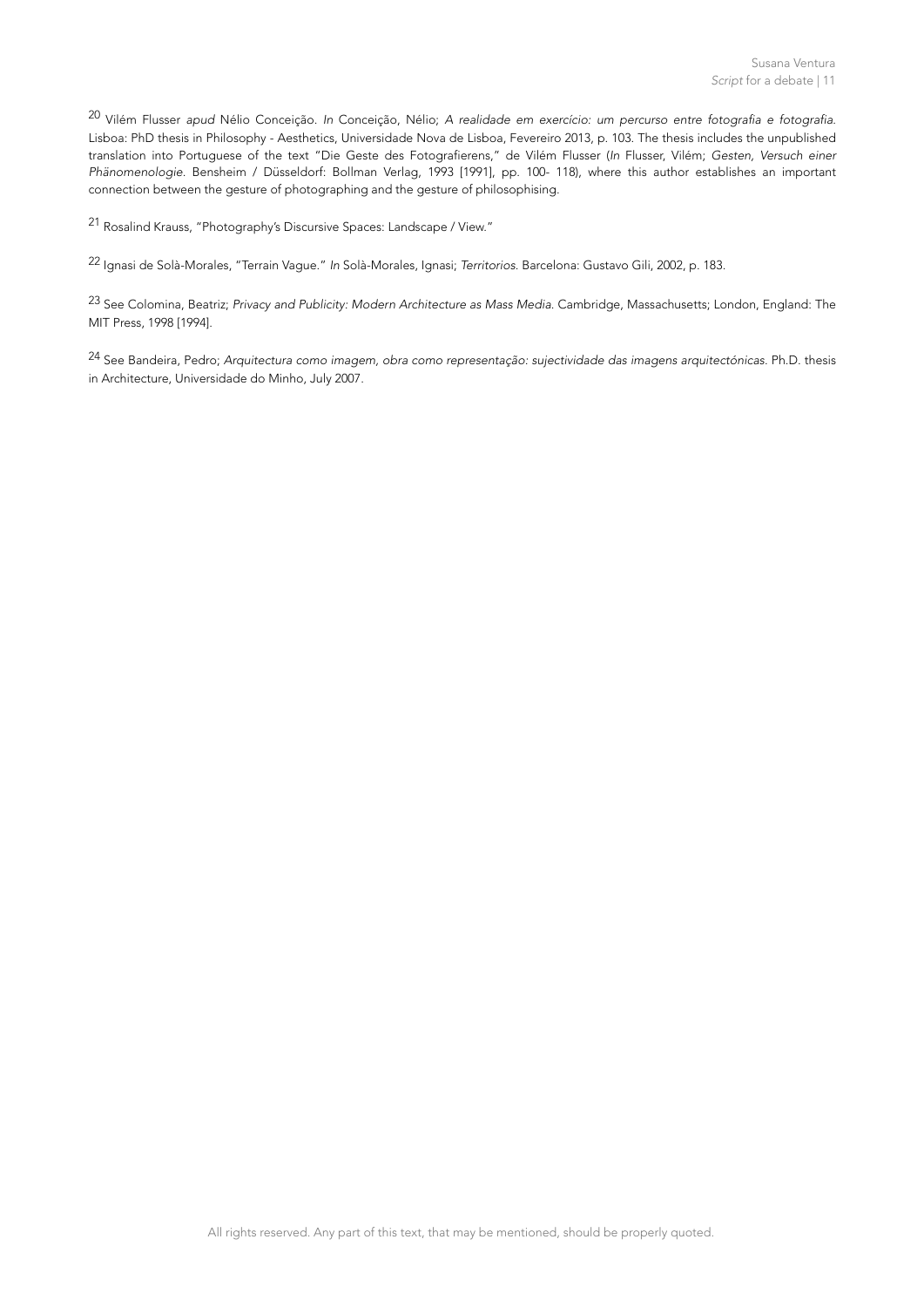[20] Vilém Flusser *apud* Nélio Conceição. *In* Conceição, Nélio; *A realidade em exercício: um percurso entre fotografia e fotografia.* Lisboa: PhD thesis in Philosophy - Aesthetics, Universidade Nova de Lisboa, Fevereiro 2013, p. 103. The thesis includes the unpublished translation into Portuguese of the text "Die Geste des Fotografierens," de Vilém Flusser (*In* Flusser, Vilém; *Gesten, Versuch einer Phänomenologie.* Bensheim / Düsseldorf: Bollman Verlag, 1993 [1991], pp. 100- 118), where this author establishes an important connection between the gesture of photographing and the gesture of philosophising.

[21] Rosalind Krauss, "Photography's Discursive Spaces: Landscape / View."

[22] Ignasi de Solà-Morales, "Terrain Vague." *In* Solà-Morales, Ignasi; *Territorios.* Barcelona: Gustavo Gili, 2002, p. 183.

[23] See Colomina, Beatriz; *Privacy and Publicity: Modern Architecture as Mass Media.* Cambridge, Massachusetts; London, England: The MIT Press, 1998 [1994].

[24] See Bandeira, Pedro; *Arquitectura como imagem, obra como representação: sujectividade das imagens arquitectónicas.* Ph.D. thesis in Architecture, Universidade do Minho, July 2007.

All rights reserved. Any part of this text, that may be mentioned, should be properly quoted.